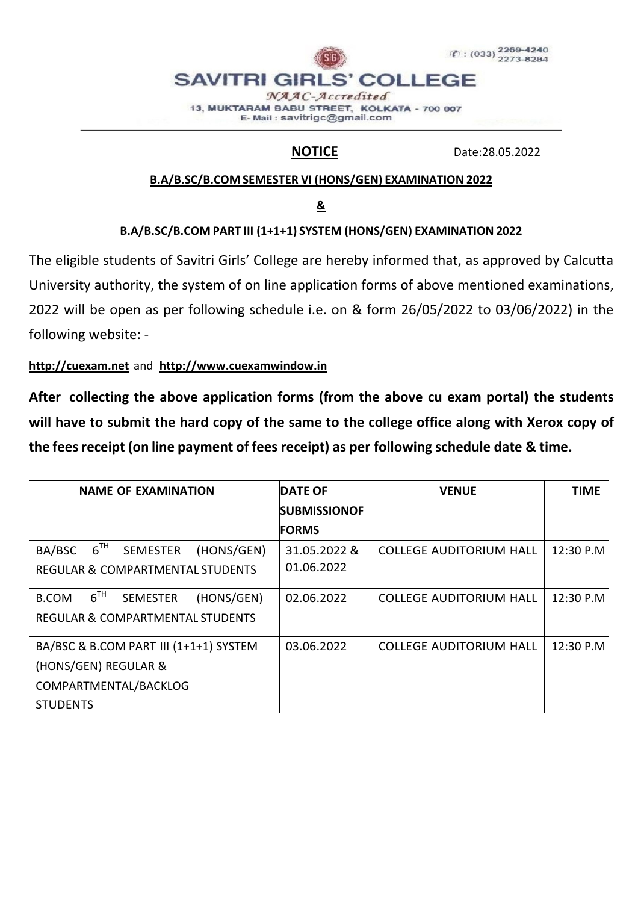(✆) : (033) 2259-4240
2273-8284

# SAVITRI GIRLS' COLLEGE

*NAAC-Accredited*

13, MUKTARAM BABU STREET, KOLKATA - 700 007

E-Mail : savitrigc@gmail.com

**NOTICE** Date:28.05.2022

**B.A/B.SC/B.COM SEMESTER VI (HONS/GEN) EXAMINATION 2022**

**&**

**B.A/B.SC/B.COM PART III (1+1+1) SYSTEM (HONS/GEN) EXAMINATION 2022**

The eligible students of Savitri Girls' College are hereby informed that, as approved by Calcutta University authority, the system of on line application forms of above mentioned examinations, 2022 will be open as per following schedule i.e. on & form 26/05/2022 to 03/06/2022) in the following website: -

**http://cuexam.net** and **http://www.cuexamwindow.in**

**After collecting the above application forms (from the above cu exam portal) the students will have to submit the hard copy of the same to the college office along with Xerox copy of the fees receipt (on line payment of fees receipt) as per following schedule date & time.**

| NAME OF EXAMINATION | DATE OF SUBMISSIONOF FORMS | VENUE | TIME |
|---|---|---|---|
| BA/BSC $6^{TH}$ SEMESTER (HONS/GEN) REGULAR & COMPARTMENTAL STUDENTS | 31.05.2022 & 01.06.2022 | COLLEGE AUDITORIUM HALL | 12:30 P.M |
| B.COM $6^{TH}$ SEMESTER (HONS/GEN) REGULAR & COMPARTMENTAL STUDENTS | 02.06.2022 | COLLEGE AUDITORIUM HALL | 12:30 P.M |
| BA/BSC & B.COM PART III (1+1+1) SYSTEM (HONS/GEN) REGULAR & COMPARTMENTAL/BACKLOG STUDENTS | 03.06.2022 | COLLEGE AUDITORIUM HALL | 12:30 P.M |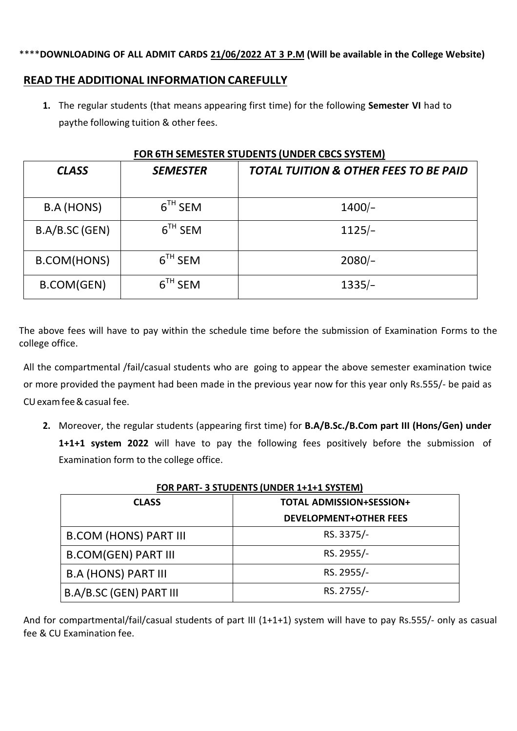****DOWNLOADING OF ALL ADMIT CARDS 21/06/2022 AT 3 P.M (Will be available in the College Website)

## READ THE ADDITIONAL INFORMATION CAREFULLY

1. The regular students (that means appearing first time) for the following **Semester VI** had to paythe following tuition & other fees.

**FOR 6TH SEMESTER STUDENTS (UNDER CBCS SYSTEM)**

| *CLASS* | *SEMESTER* | *TOTAL TUITION & OTHER FEES TO BE PAID* |
|---|---|---|
| B.A (HONS) | $6^{TH}$ SEM | 1400/- |
| B.A/B.SC (GEN) | $6^{TH}$ SEM | 1125/- |
| B.COM(HONS) | $6^{TH}$ SEM | 2080/- |
| B.COM(GEN) | $6^{TH}$ SEM | 1335/- |

The above fees will have to pay within the schedule time before the submission of Examination Forms to the college office.

All the compartmental /fail/casual students who are going to appear the above semester examination twice or more provided the payment had been made in the previous year now for this year only Rs.555/- be paid as CU exam fee & casual fee.

2. Moreover, the regular students (appearing first time) for **B.A/B.Sc./B.Com part III (Hons/Gen) under 1+1+1 system 2022** will have to pay the following fees positively before the submission of Examination form to the college office.

**FOR PART- 3 STUDENTS (UNDER 1+1+1 SYSTEM)**

| **CLASS** | **TOTAL ADMISSION+SESSION+ DEVELOPMENT+OTHER FEES** |
|---|---|
| B.COM (HONS) PART III | RS. 3375/- |
| B.COM(GEN) PART III | RS. 2955/- |
| B.A (HONS) PART III | RS. 2955/- |
| B.A/B.SC (GEN) PART III | RS. 2755/- |

And for compartmental/fail/casual students of part III (1+1+1) system will have to pay Rs.555/- only as casual fee & CU Examination fee.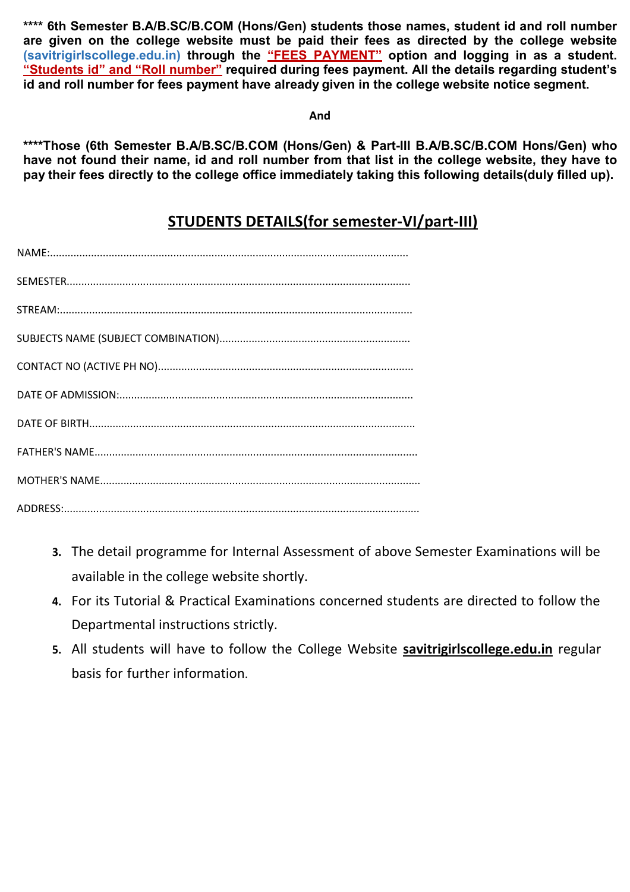**\*\*\*\* 6th Semester B.A/B.SC/B.COM (Hons/Gen) students those names, student id and roll number are given on the college website must be paid their fees as directed by the college website (savitrigirlscollege.edu.in) through the "FEES PAYMENT" option and logging in as a student. "Students id" and "Roll number" required during fees payment. All the details regarding student's id and roll number for fees payment have already given in the college website notice segment.**

**And**

**\*\*\*\*Those (6th Semester B.A/B.SC/B.COM (Hons/Gen) & Part-III B.A/B.SC/B.COM Hons/Gen) who have not found their name, id and roll number from that list in the college website, they have to pay their fees directly to the college office immediately taking this following details(duly filled up).**

## STUDENTS DETAILS(for semester-VI/part-III)

NAME:.........................................................................................................................

SEMESTER...................................................................................................................

STREAM:......................................................................................................................

SUBJECTS NAME (SUBJECT COMBINATION)................................................................

CONTACT NO (ACTIVE PH NO)......................................................................................

DATE OF ADMISSION:...................................................................................................

DATE OF BIRTH.............................................................................................................

FATHER'S NAME............................................................................................................

MOTHER'S NAME............................................................................................................

ADDRESS:.......................................................................................................................

3. The detail programme for Internal Assessment of above Semester Examinations will be available in the college website shortly.
4. For its Tutorial & Practical Examinations concerned students are directed to follow the Departmental instructions strictly.
5. All students will have to follow the College Website **savitrigirlscollege.edu.in** regular basis for further information.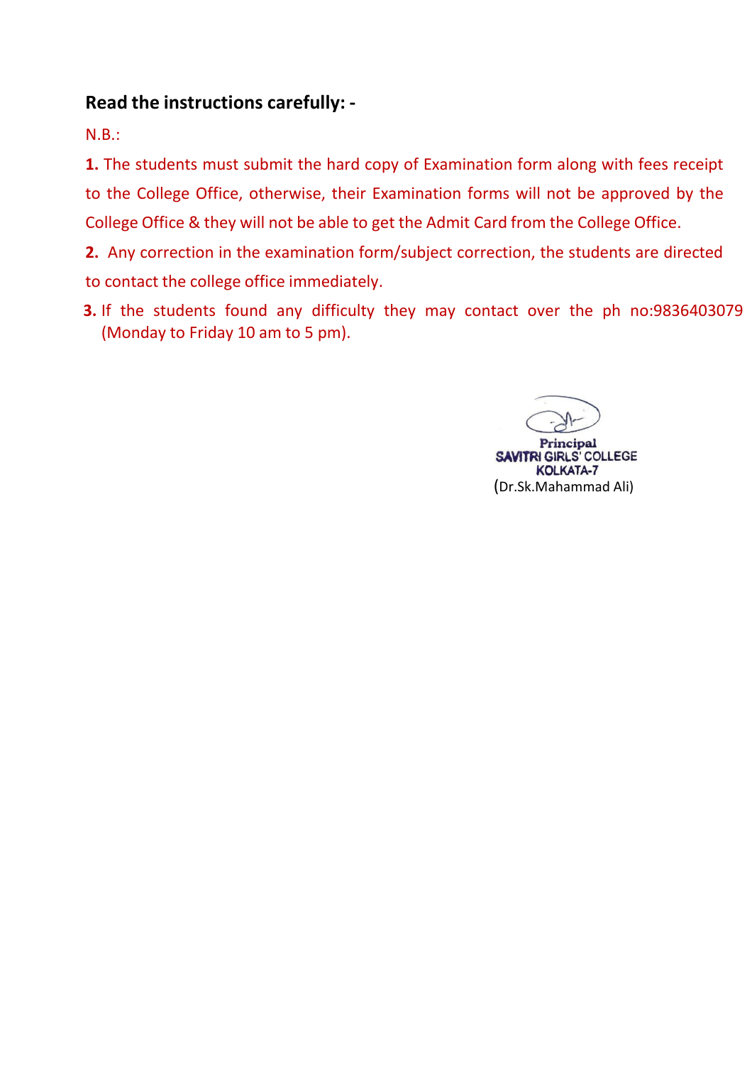**Read the instructions carefully: -**

N.B.:

**1.** The students must submit the hard copy of Examination form along with fees receipt to the College Office, otherwise, their Examination forms will not be approved by the College Office & they will not be able to get the Admit Card from the College Office.

**2.** Any correction in the examination form/subject correction, the students are directed to contact the college office immediately.

**3.** If the students found any difficulty they may contact over the ph no:9836403079 (Monday to Friday 10 am to 5 pm).

Principal
SAVITRI GIRLS' COLLEGE
KOLKATA-7
(Dr.Sk.Mahammad Ali)